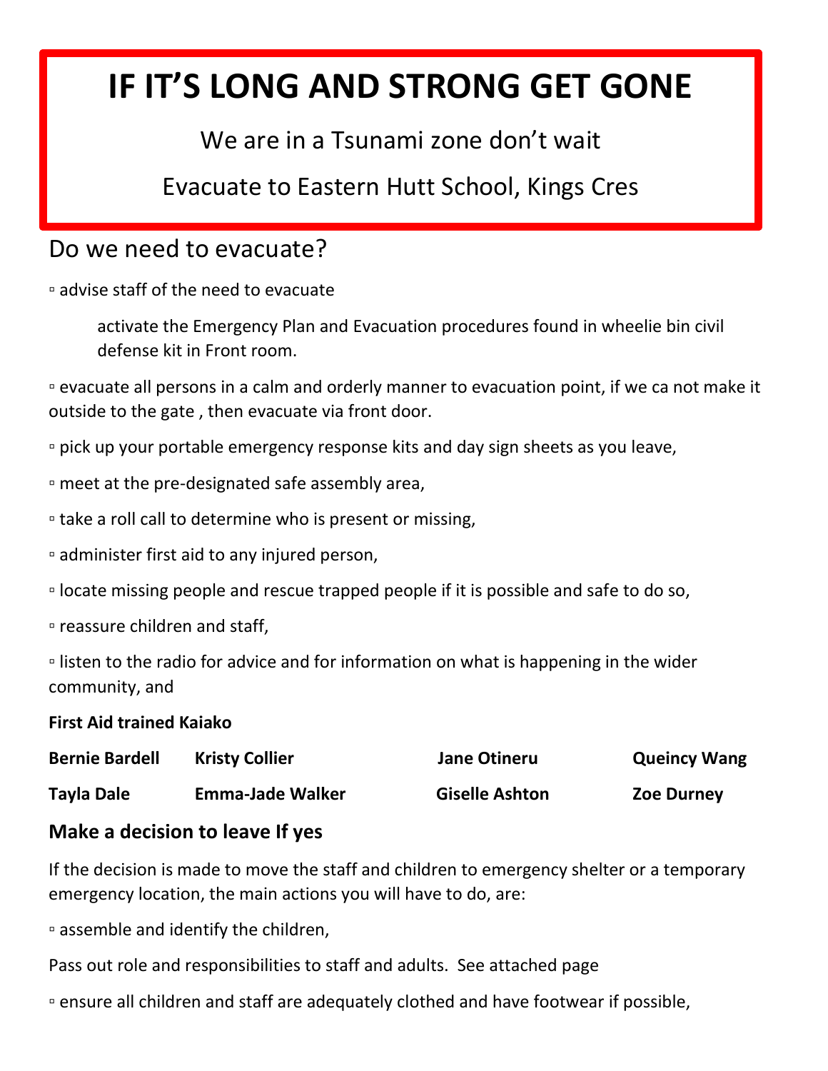# IF IT'S LONG AND STRONG GET GONE

We are in a Tsunami zone don't wait

Evacuate to Eastern Hutt School, Kings Cres

## Do we need to evacuate?

▫ advise staff of the need to evacuate

activate the Emergency Plan and Evacuation procedures found in wheelie bin civil defense kit in Front room.

▫ evacuate all persons in a calm and orderly manner to evacuation point, if we ca not make it outside to the gate , then evacuate via front door.

▫ pick up your portable emergency response kits and day sign sheets as you leave,

▫ meet at the pre-designated safe assembly area,

▫ take a roll call to determine who is present or missing,

▫ administer first aid to any injured person,

▫ locate missing people and rescue trapped people if it is possible and safe to do so,

▫ reassure children and staff,

▫ listen to the radio for advice and for information on what is happening in the wider community, and

**First Aid trained Kaiako**

| | | | |
|---|---|---|---|
| **Bernie Bardell** | **Kristy Collier** | **Jane Otineru** | **Queincy Wang** |
| **Tayla Dale** | **Emma-Jade Walker** | **Giselle Ashton** | **Zoe Durney** |

### Make a decision to leave If yes

If the decision is made to move the staff and children to emergency shelter or a temporary emergency location, the main actions you will have to do, are:

▫ assemble and identify the children,

Pass out role and responsibilities to staff and adults. See attached page

▫ ensure all children and staff are adequately clothed and have footwear if possible,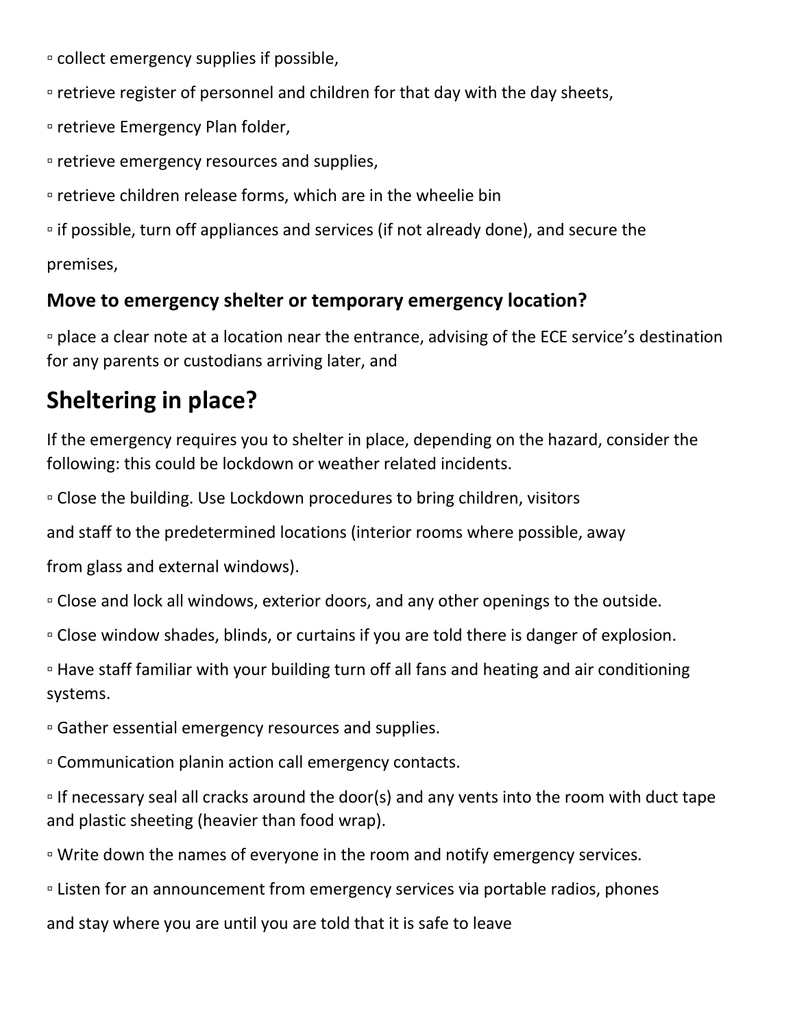- collect emergency supplies if possible,
- retrieve register of personnel and children for that day with the day sheets,
- retrieve Emergency Plan folder,
- retrieve emergency resources and supplies,
- retrieve children release forms, which are in the wheelie bin
- if possible, turn off appliances and services (if not already done), and secure the premises,

### Move to emergency shelter or temporary emergency location?

- place a clear note at a location near the entrance, advising of the ECE service's destination for any parents or custodians arriving later, and

## Sheltering in place?

If the emergency requires you to shelter in place, depending on the hazard, consider the following: this could be lockdown or weather related incidents.

- Close the building. Use Lockdown procedures to bring children, visitors and staff to the predetermined locations (interior rooms where possible, away from glass and external windows).
- Close and lock all windows, exterior doors, and any other openings to the outside.
- Close window shades, blinds, or curtains if you are told there is danger of explosion.
- Have staff familiar with your building turn off all fans and heating and air conditioning systems.
- Gather essential emergency resources and supplies.
- Communication planin action call emergency contacts.
- If necessary seal all cracks around the door(s) and any vents into the room with duct tape and plastic sheeting (heavier than food wrap).
- Write down the names of everyone in the room and notify emergency services.
- Listen for an announcement from emergency services via portable radios, phones and stay where you are until you are told that it is safe to leave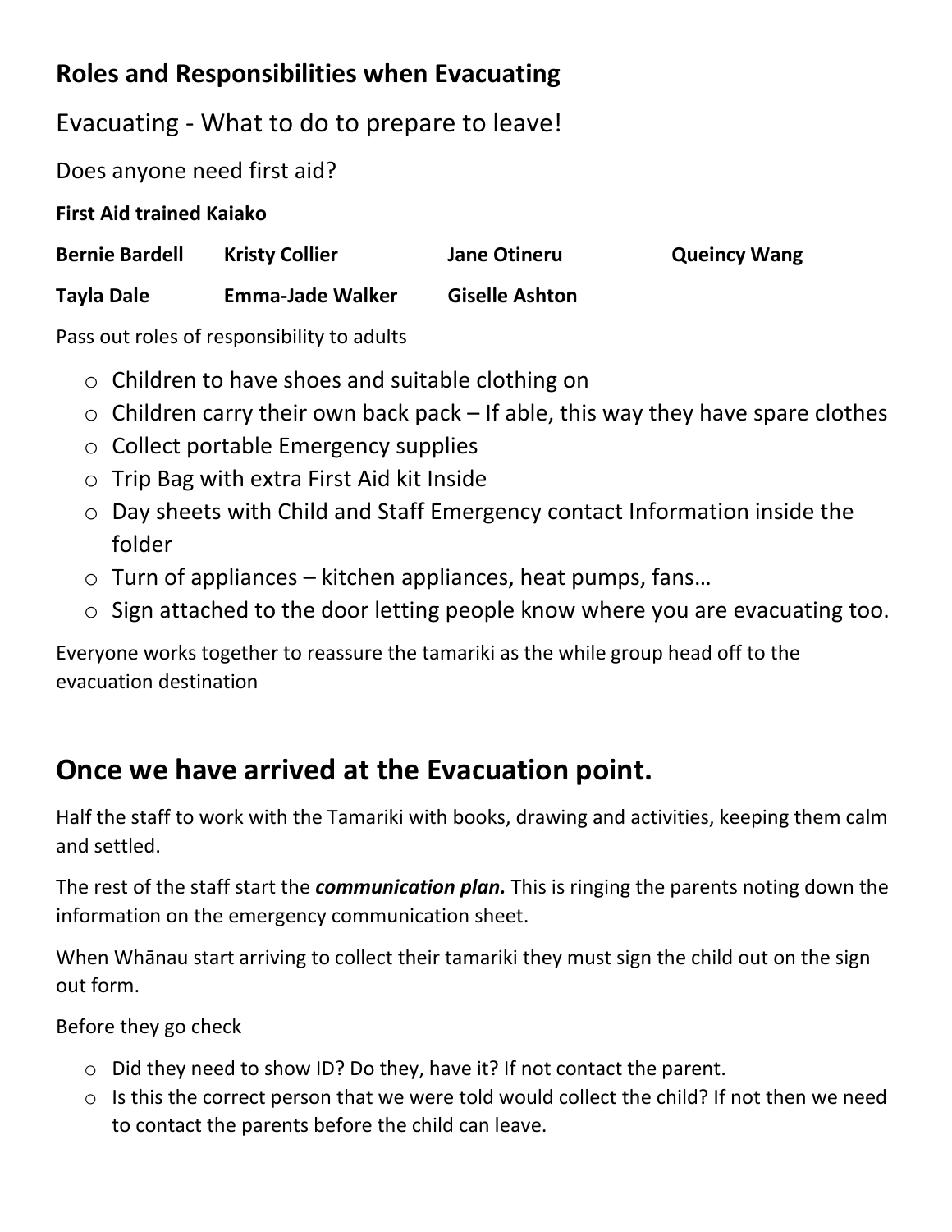### Roles and Responsibilities when Evacuating

Evacuating - What to do to prepare to leave!

Does anyone need first aid?

**First Aid trained Kaiako**

| | | | |
|---|---|---|---|
| **Bernie Bardell** | **Kristy Collier** | **Jane Otineru** | **Queincy Wang** |
| **Tayla Dale** | **Emma-Jade Walker** | **Giselle Ashton** | |

Pass out roles of responsibility to adults

- Children to have shoes and suitable clothing on
- Children carry their own back pack – If able, this way they have spare clothes
- Collect portable Emergency supplies
- Trip Bag with extra First Aid kit Inside
- Day sheets with Child and Staff Emergency contact Information inside the folder
- Turn of appliances – kitchen appliances, heat pumps, fans…
- Sign attached to the door letting people know where you are evacuating too.

Everyone works together to reassure the tamariki as the while group head off to the evacuation destination

## Once we have arrived at the Evacuation point.

Half the staff to work with the Tamariki with books, drawing and activities, keeping them calm and settled.

The rest of the staff start the ***communication plan.*** This is ringing the parents noting down the information on the emergency communication sheet.

When Whānau start arriving to collect their tamariki they must sign the child out on the sign out form.

Before they go check

- Did they need to show ID? Do they, have it? If not contact the parent.
- Is this the correct person that we were told would collect the child? If not then we need to contact the parents before the child can leave.